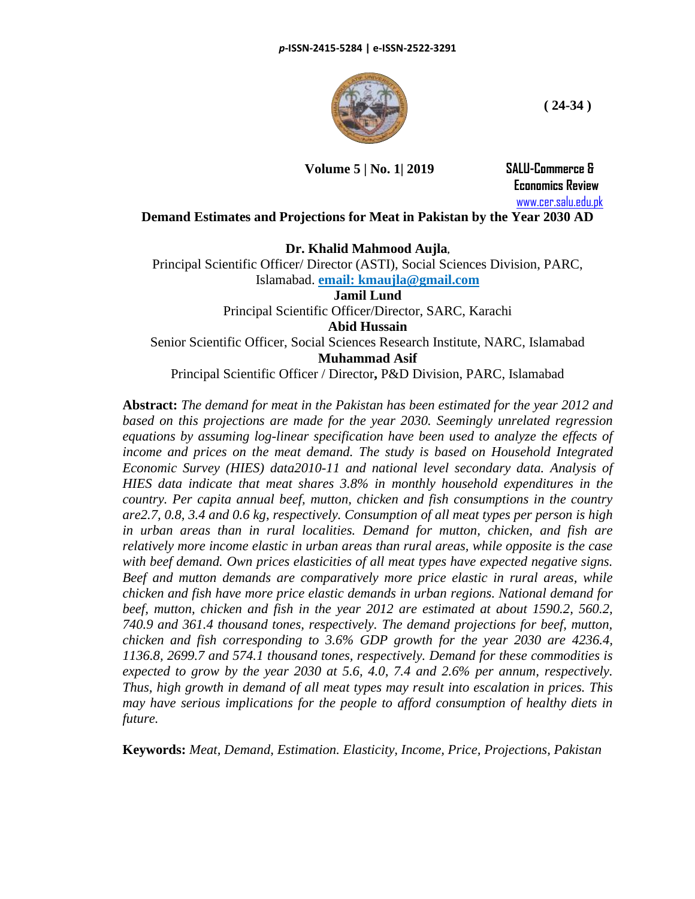# Demand Estimates and Projections for Meat in Pakistan by the Year 2030 AD

**Dr. Khalid Mahmood Aujla**,
Principal Scientific Officer/ Director (ASTI), Social Sciences Division, PARC, Islamabad. **email: kmaujla@gmail.com**

**Jamil Lund**
Principal Scientific Officer/Director, SARC, Karachi

**Abid Hussain**
Senior Scientific Officer, Social Sciences Research Institute, NARC, Islamabad

**Muhammad Asif**
Principal Scientific Officer / Director**,** P&D Division, PARC, Islamabad

**Abstract:** *The demand for meat in the Pakistan has been estimated for the year 2012 and based on this projections are made for the year 2030. Seemingly unrelated regression equations by assuming log-linear specification have been used to analyze the effects of income and prices on the meat demand. The study is based on Household Integrated Economic Survey (HIES) data2010-11 and national level secondary data. Analysis of HIES data indicate that meat shares 3.8% in monthly household expenditures in the country. Per capita annual beef, mutton, chicken and fish consumptions in the country are2.7, 0.8, 3.4 and 0.6 kg, respectively. Consumption of all meat types per person is high in urban areas than in rural localities. Demand for mutton, chicken, and fish are relatively more income elastic in urban areas than rural areas, while opposite is the case with beef demand. Own prices elasticities of all meat types have expected negative signs. Beef and mutton demands are comparatively more price elastic in rural areas, while chicken and fish have more price elastic demands in urban regions. National demand for beef, mutton, chicken and fish in the year 2012 are estimated at about 1590.2, 560.2, 740.9 and 361.4 thousand tones, respectively. The demand projections for beef, mutton, chicken and fish corresponding to 3.6% GDP growth for the year 2030 are 4236.4, 1136.8, 2699.7 and 574.1 thousand tones, respectively. Demand for these commodities is expected to grow by the year 2030 at 5.6, 4.0, 7.4 and 2.6% per annum, respectively. Thus, high growth in demand of all meat types may result into escalation in prices. This may have serious implications for the people to afford consumption of healthy diets in future.*

**Keywords:** *Meat, Demand, Estimation. Elasticity, Income, Price, Projections, Pakistan*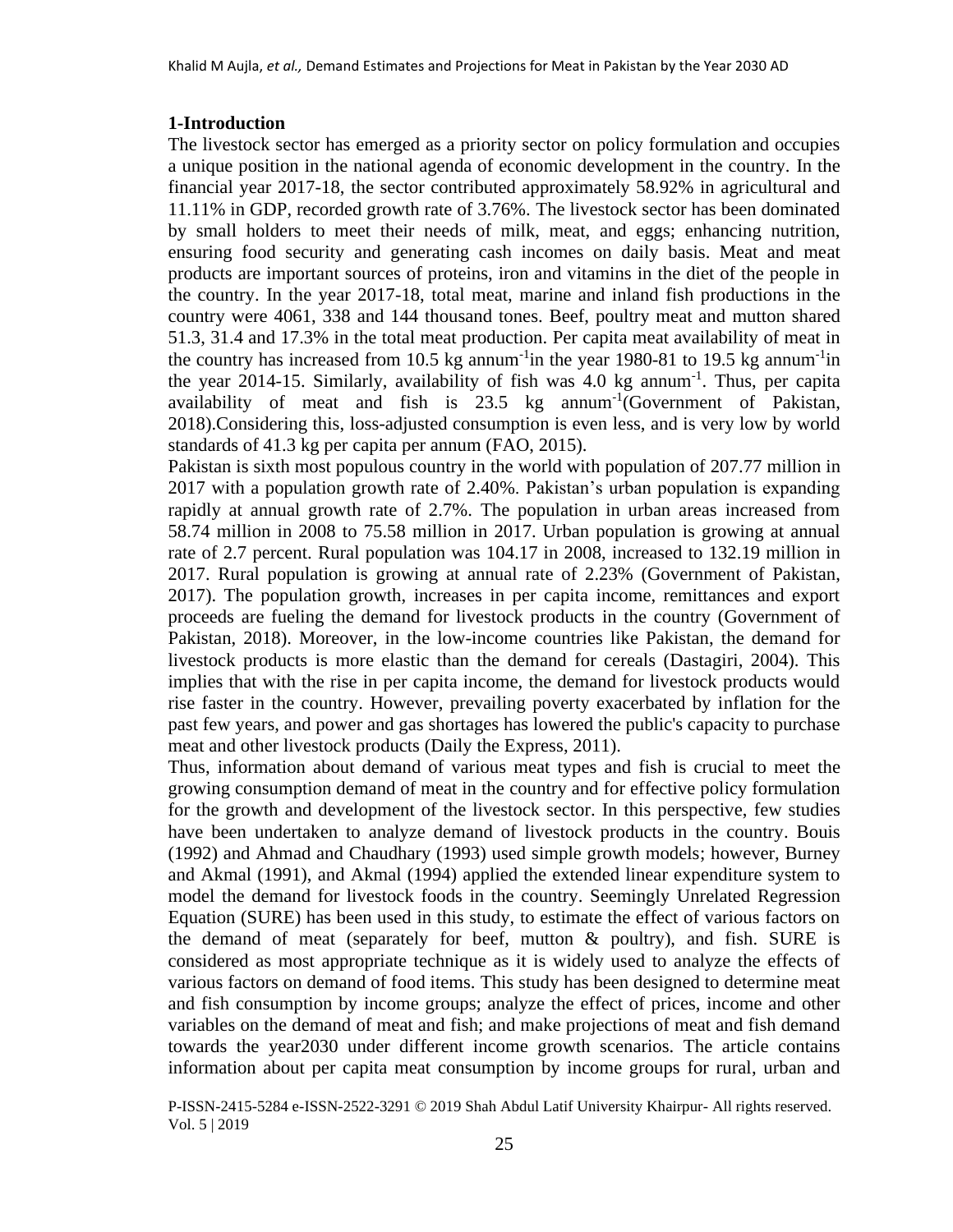## 1-Introduction

The livestock sector has emerged as a priority sector on policy formulation and occupies a unique position in the national agenda of economic development in the country. In the financial year 2017-18, the sector contributed approximately 58.92% in agricultural and 11.11% in GDP, recorded growth rate of 3.76%. The livestock sector has been dominated by small holders to meet their needs of milk, meat, and eggs; enhancing nutrition, ensuring food security and generating cash incomes on daily basis. Meat and meat products are important sources of proteins, iron and vitamins in the diet of the people in the country. In the year 2017-18, total meat, marine and inland fish productions in the country were 4061, 338 and 144 thousand tones. Beef, poultry meat and mutton shared 51.3, 31.4 and 17.3% in the total meat production. Per capita meat availability of meat in the country has increased from 10.5 kg annum$^{-1}$in the year 1980-81 to 19.5 kg annum$^{-1}$in the year 2014-15. Similarly, availability of fish was 4.0 kg annum$^{-1}$. Thus, per capita availability of meat and fish is 23.5 kg annum$^{-1}$(Government of Pakistan, 2018).Considering this, loss-adjusted consumption is even less, and is very low by world standards of 41.3 kg per capita per annum (FAO, 2015).

Pakistan is sixth most populous country in the world with population of 207.77 million in 2017 with a population growth rate of 2.40%. Pakistan's urban population is expanding rapidly at annual growth rate of 2.7%. The population in urban areas increased from 58.74 million in 2008 to 75.58 million in 2017. Urban population is growing at annual rate of 2.7 percent. Rural population was 104.17 in 2008, increased to 132.19 million in 2017. Rural population is growing at annual rate of 2.23% (Government of Pakistan, 2017). The population growth, increases in per capita income, remittances and export proceeds are fueling the demand for livestock products in the country (Government of Pakistan, 2018). Moreover, in the low-income countries like Pakistan, the demand for livestock products is more elastic than the demand for cereals (Dastagiri, 2004). This implies that with the rise in per capita income, the demand for livestock products would rise faster in the country. However, prevailing poverty exacerbated by inflation for the past few years, and power and gas shortages has lowered the public's capacity to purchase meat and other livestock products (Daily the Express, 2011).

Thus, information about demand of various meat types and fish is crucial to meet the growing consumption demand of meat in the country and for effective policy formulation for the growth and development of the livestock sector. In this perspective, few studies have been undertaken to analyze demand of livestock products in the country. Bouis (1992) and Ahmad and Chaudhary (1993) used simple growth models; however, Burney and Akmal (1991), and Akmal (1994) applied the extended linear expenditure system to model the demand for livestock foods in the country. Seemingly Unrelated Regression Equation (SURE) has been used in this study, to estimate the effect of various factors on the demand of meat (separately for beef, mutton & poultry), and fish. SURE is considered as most appropriate technique as it is widely used to analyze the effects of various factors on demand of food items. This study has been designed to determine meat and fish consumption by income groups; analyze the effect of prices, income and other variables on the demand of meat and fish; and make projections of meat and fish demand towards the year2030 under different income growth scenarios. The article contains information about per capita meat consumption by income groups for rural, urban and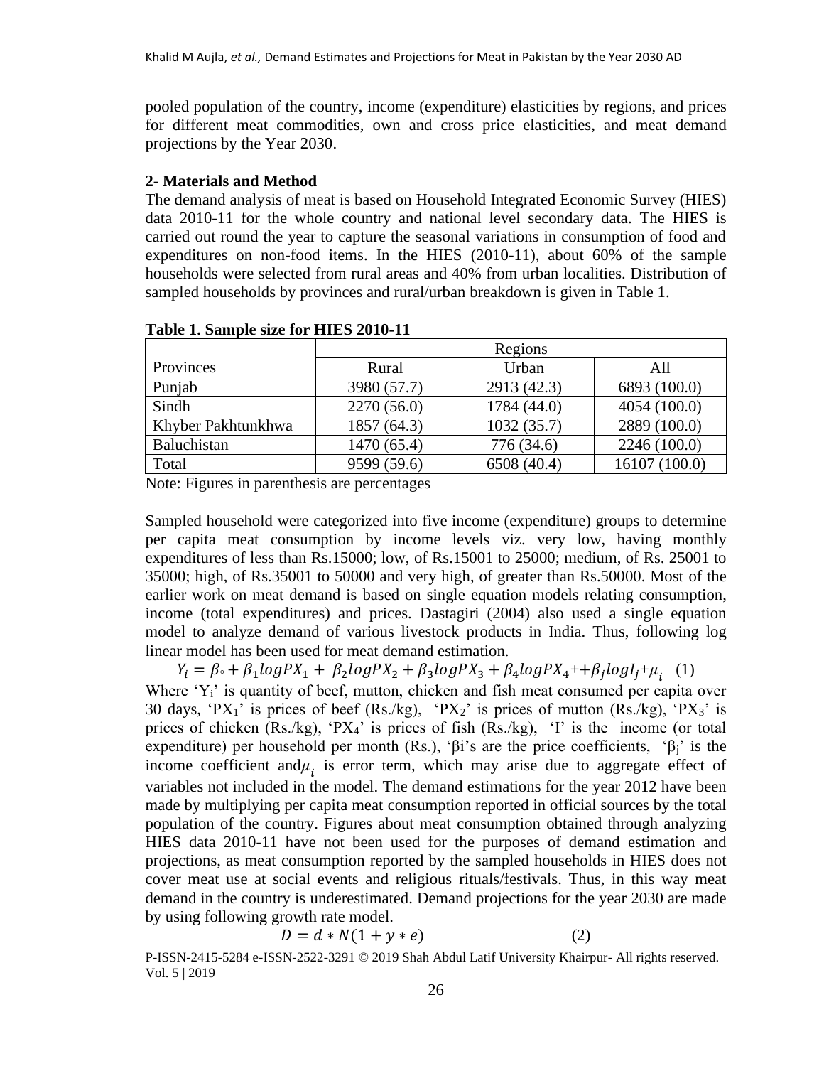pooled population of the country, income (expenditure) elasticities by regions, and prices for different meat commodities, own and cross price elasticities, and meat demand projections by the Year 2030.

## 2- Materials and Method

The demand analysis of meat is based on Household Integrated Economic Survey (HIES) data 2010-11 for the whole country and national level secondary data. The HIES is carried out round the year to capture the seasonal variations in consumption of food and expenditures on non-food items. In the HIES (2010-11), about 60% of the sample households were selected from rural areas and 40% from urban localities. Distribution of sampled households by provinces and rural/urban breakdown is given in Table 1.

**Table 1. Sample size for HIES 2010-11**

| Provinces | Regions | | |
|---|---|---|---|
| | Rural | Urban | All |
| Punjab | 3980 (57.7) | 2913 (42.3) | 6893 (100.0) |
| Sindh | 2270 (56.0) | 1784 (44.0) | 4054 (100.0) |
| Khyber Pakhtunkhwa | 1857 (64.3) | 1032 (35.7) | 2889 (100.0) |
| Baluchistan | 1470 (65.4) | 776 (34.6) | 2246 (100.0) |
| Total | 9599 (59.6) | 6508 (40.4) | 16107 (100.0) |

Note: Figures in parenthesis are percentages

Sampled household were categorized into five income (expenditure) groups to determine per capita meat consumption by income levels viz. very low, having monthly expenditures of less than Rs.15000; low, of Rs.15001 to 25000; medium, of Rs. 25001 to 35000; high, of Rs.35001 to 50000 and very high, of greater than Rs.50000. Most of the earlier work on meat demand is based on single equation models relating consumption, income (total expenditures) and prices. Dastagiri (2004) also used a single equation model to analyze demand of various livestock products in India. Thus, following log linear model has been used for meat demand estimation.

$$Y_i = \beta_\circ + \beta_1 logPX_1 + \beta_2 logPX_2 + \beta_3 logPX_3 + \beta_4 logPX_4 + + \beta_j logI_j + \mu_i \quad (1)$$

Where '$Y_i$' is quantity of beef, mutton, chicken and fish meat consumed per capita over 30 days, '$PX_1$' is prices of beef (Rs./kg), '$PX_2$' is prices of mutton (Rs./kg), '$PX_3$' is prices of chicken (Rs./kg), '$PX_4$' is prices of fish (Rs./kg), 'I' is the income (or total expenditure) per household per month (Rs.), 'βi's are the price coefficients, '$\beta_j$' is the income coefficient and $\mu_i$ is error term, which may arise due to aggregate effect of variables not included in the model. The demand estimations for the year 2012 have been made by multiplying per capita meat consumption reported in official sources by the total population of the country. Figures about meat consumption obtained through analyzing HIES data 2010-11 have not been used for the purposes of demand estimation and projections, as meat consumption reported by the sampled households in HIES does not cover meat use at social events and religious rituals/festivals. Thus, in this way meat demand in the country is underestimated. Demand projections for the year 2030 are made by using following growth rate model.

$$D = d * N(1 + y * e) \quad (2)$$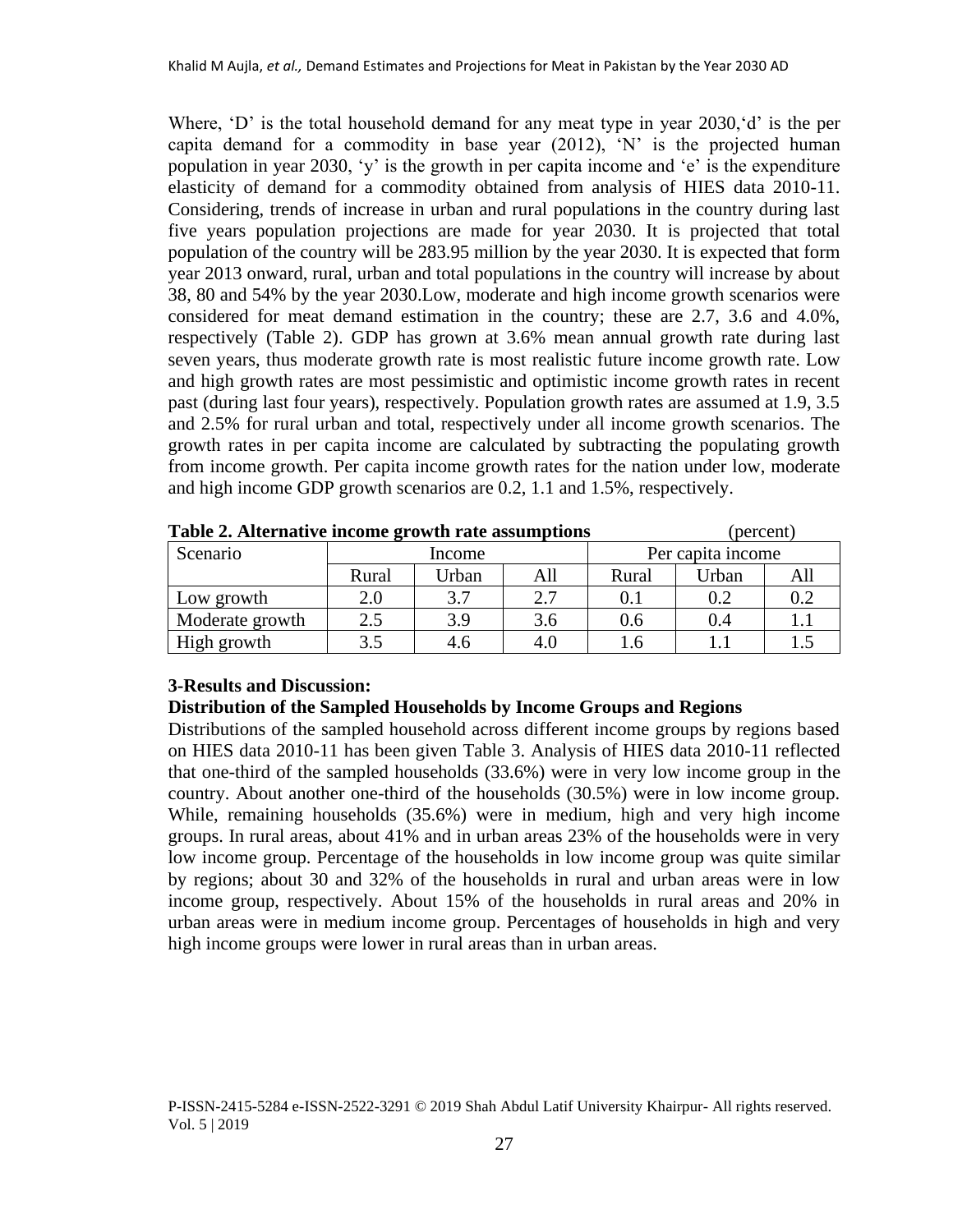Where, 'D' is the total household demand for any meat type in year 2030,'d' is the per capita demand for a commodity in base year (2012), 'N' is the projected human population in year 2030, 'y' is the growth in per capita income and 'e' is the expenditure elasticity of demand for a commodity obtained from analysis of HIES data 2010-11. Considering, trends of increase in urban and rural populations in the country during last five years population projections are made for year 2030. It is projected that total population of the country will be 283.95 million by the year 2030. It is expected that form year 2013 onward, rural, urban and total populations in the country will increase by about 38, 80 and 54% by the year 2030.Low, moderate and high income growth scenarios were considered for meat demand estimation in the country; these are 2.7, 3.6 and 4.0%, respectively (Table 2). GDP has grown at 3.6% mean annual growth rate during last seven years, thus moderate growth rate is most realistic future income growth rate. Low and high growth rates are most pessimistic and optimistic income growth rates in recent past (during last four years), respectively. Population growth rates are assumed at 1.9, 3.5 and 2.5% for rural urban and total, respectively under all income growth scenarios. The growth rates in per capita income are calculated by subtracting the populating growth from income growth. Per capita income growth rates for the nation under low, moderate and high income GDP growth scenarios are 0.2, 1.1 and 1.5%, respectively.

**Table 2. Alternative income growth rate assumptions** (percent)

| Scenario | Income | | | Per capita income | | |
|---|---|---|---|---|---|---|
| | Rural | Urban | All | Rural | Urban | All |
| Low growth | 2.0 | 3.7 | 2.7 | 0.1 | 0.2 | 0.2 |
| Moderate growth | 2.5 | 3.9 | 3.6 | 0.6 | 0.4 | 1.1 |
| High growth | 3.5 | 4.6 | 4.0 | 1.6 | 1.1 | 1.5 |

## 3-Results and Discussion:

### Distribution of the Sampled Households by Income Groups and Regions

Distributions of the sampled household across different income groups by regions based on HIES data 2010-11 has been given Table 3. Analysis of HIES data 2010-11 reflected that one-third of the sampled households (33.6%) were in very low income group in the country. About another one-third of the households (30.5%) were in low income group. While, remaining households (35.6%) were in medium, high and very high income groups. In rural areas, about 41% and in urban areas 23% of the households were in very low income group. Percentage of the households in low income group was quite similar by regions; about 30 and 32% of the households in rural and urban areas were in low income group, respectively. About 15% of the households in rural areas and 20% in urban areas were in medium income group. Percentages of households in high and very high income groups were lower in rural areas than in urban areas.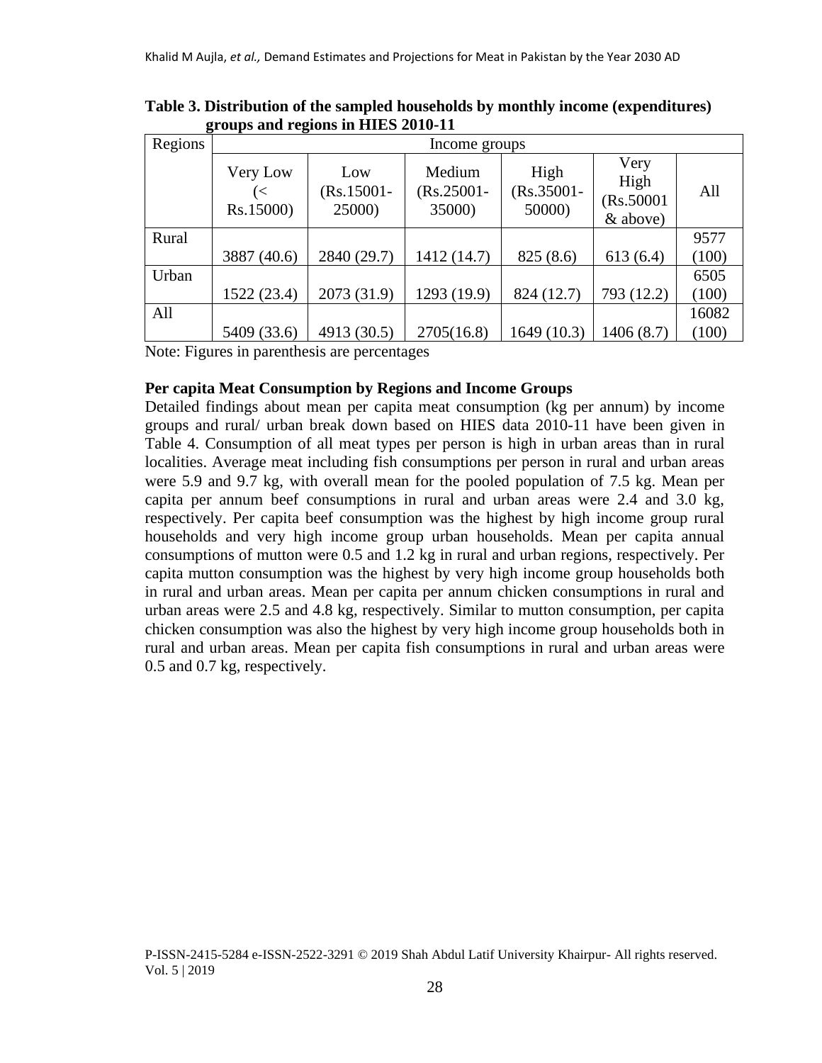**Table 3. Distribution of the sampled households by monthly income (expenditures) groups and regions in HIES 2010-11**

| Regions | Income groups | | | | | |
|---|---|---|---|---|---|---|
| | Very Low (< Rs.15000) | Low (Rs.15001-25000) | Medium (Rs.25001-35000) | High (Rs.35001-50000) | Very High (Rs.50001 & above) | All |
| Rural | 3887 (40.6) | 2840 (29.7) | 1412 (14.7) | 825 (8.6) | 613 (6.4) | 9577 (100) |
| Urban | 1522 (23.4) | 2073 (31.9) | 1293 (19.9) | 824 (12.7) | 793 (12.2) | 6505 (100) |
| All | 5409 (33.6) | 4913 (30.5) | 2705(16.8) | 1649 (10.3) | 1406 (8.7) | 16082 (100) |

Note: Figures in parenthesis are percentages

### Per capita Meat Consumption by Regions and Income Groups

Detailed findings about mean per capita meat consumption (kg per annum) by income groups and rural/ urban break down based on HIES data 2010-11 have been given in Table 4. Consumption of all meat types per person is high in urban areas than in rural localities. Average meat including fish consumptions per person in rural and urban areas were 5.9 and 9.7 kg, with overall mean for the pooled population of 7.5 kg. Mean per capita per annum beef consumptions in rural and urban areas were 2.4 and 3.0 kg, respectively. Per capita beef consumption was the highest by high income group rural households and very high income group urban households. Mean per capita annual consumptions of mutton were 0.5 and 1.2 kg in rural and urban regions, respectively. Per capita mutton consumption was the highest by very high income group households both in rural and urban areas. Mean per capita per annum chicken consumptions in rural and urban areas were 2.5 and 4.8 kg, respectively. Similar to mutton consumption, per capita chicken consumption was also the highest by very high income group households both in rural and urban areas. Mean per capita fish consumptions in rural and urban areas were 0.5 and 0.7 kg, respectively.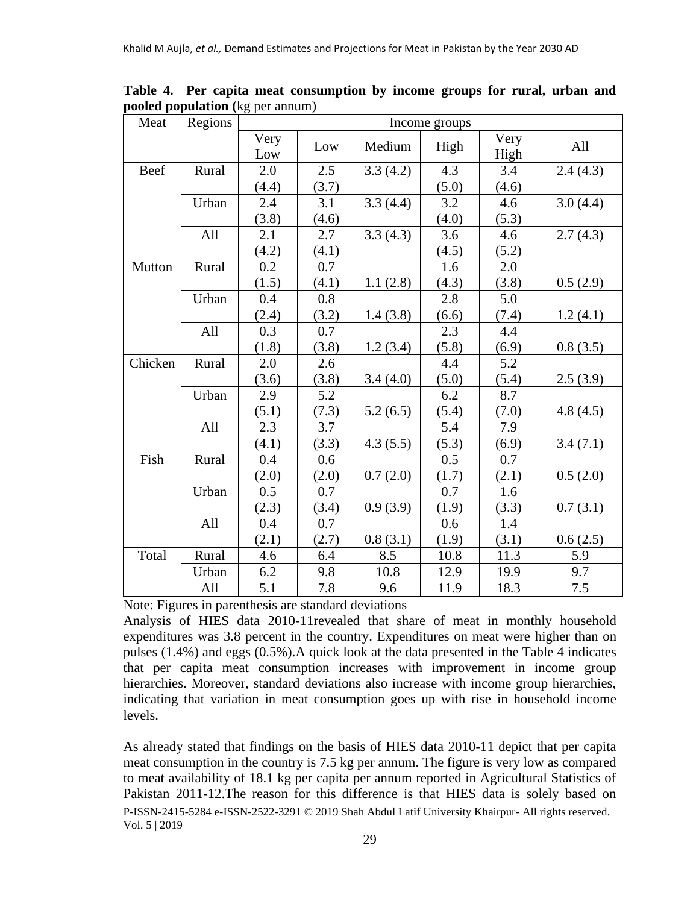**Table 4. Per capita meat consumption by income groups for rural, urban and pooled population (**kg per annum)

| Meat | Regions | Income groups | | | | | |
|---|---|---|---|---|---|---|---|
| | | Very Low | Low | Medium | High | Very High | All |
| Beef | Rural | 2.0 (4.4) | 2.5 (3.7) | 3.3 (4.2) | 4.3 (5.0) | 3.4 (4.6) | 2.4 (4.3) |
| | Urban | 2.4 (3.8) | 3.1 (4.6) | 3.3 (4.4) | 3.2 (4.0) | 4.6 (5.3) | 3.0 (4.4) |
| | All | 2.1 (4.2) | 2.7 (4.1) | 3.3 (4.3) | 3.6 (4.5) | 4.6 (5.2) | 2.7 (4.3) |
| Mutton | Rural | 0.2 (1.5) | 0.7 (4.1) | 1.1 (2.8) | 1.6 (4.3) | 2.0 (3.8) | 0.5 (2.9) |
| | Urban | 0.4 (2.4) | 0.8 (3.2) | 1.4 (3.8) | 2.8 (6.6) | 5.0 (7.4) | 1.2 (4.1) |
| | All | 0.3 (1.8) | 0.7 (3.8) | 1.2 (3.4) | 2.3 (5.8) | 4.4 (6.9) | 0.8 (3.5) |
| Chicken | Rural | 2.0 (3.6) | 2.6 (3.8) | 3.4 (4.0) | 4.4 (5.0) | 5.2 (5.4) | 2.5 (3.9) |
| | Urban | 2.9 (5.1) | 5.2 (7.3) | 5.2 (6.5) | 6.2 (5.4) | 8.7 (7.0) | 4.8 (4.5) |
| | All | 2.3 (4.1) | 3.7 (3.3) | 4.3 (5.5) | 5.4 (5.3) | 7.9 (6.9) | 3.4 (7.1) |
| Fish | Rural | 0.4 (2.0) | 0.6 (2.0) | 0.7 (2.0) | 0.5 (1.7) | 0.7 (2.1) | 0.5 (2.0) |
| | Urban | 0.5 (2.3) | 0.7 (3.4) | 0.9 (3.9) | 0.7 (1.9) | 1.6 (3.3) | 0.7 (3.1) |
| | All | 0.4 (2.1) | 0.7 (2.7) | 0.8 (3.1) | 0.6 (1.9) | 1.4 (3.1) | 0.6 (2.5) |
| Total | Rural | 4.6 | 6.4 | 8.5 | 10.8 | 11.3 | 5.9 |
| | Urban | 6.2 | 9.8 | 10.8 | 12.9 | 19.9 | 9.7 |
| | All | 5.1 | 7.8 | 9.6 | 11.9 | 18.3 | 7.5 |

Note: Figures in parenthesis are standard deviations

Analysis of HIES data 2010-11revealed that share of meat in monthly household expenditures was 3.8 percent in the country. Expenditures on meat were higher than on pulses (1.4%) and eggs (0.5%).A quick look at the data presented in the Table 4 indicates that per capita meat consumption increases with improvement in income group hierarchies. Moreover, standard deviations also increase with income group hierarchies, indicating that variation in meat consumption goes up with rise in household income levels.

As already stated that findings on the basis of HIES data 2010-11 depict that per capita meat consumption in the country is 7.5 kg per annum. The figure is very low as compared to meat availability of 18.1 kg per capita per annum reported in Agricultural Statistics of Pakistan 2011-12.The reason for this difference is that HIES data is solely based on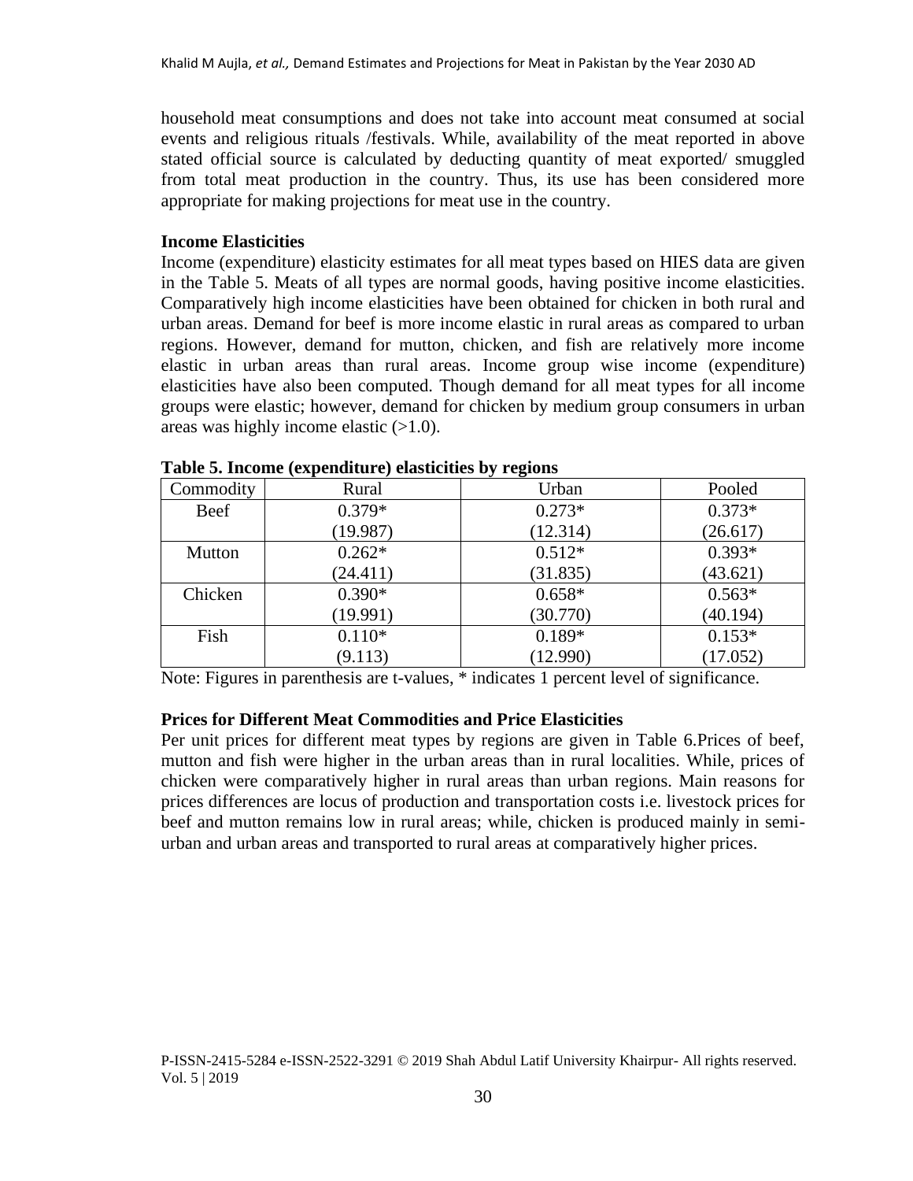household meat consumptions and does not take into account meat consumed at social events and religious rituals /festivals. While, availability of the meat reported in above stated official source is calculated by deducting quantity of meat exported/ smuggled from total meat production in the country. Thus, its use has been considered more appropriate for making projections for meat use in the country.

**Income Elasticities**

Income (expenditure) elasticity estimates for all meat types based on HIES data are given in the Table 5. Meats of all types are normal goods, having positive income elasticities. Comparatively high income elasticities have been obtained for chicken in both rural and urban areas. Demand for beef is more income elastic in rural areas as compared to urban regions. However, demand for mutton, chicken, and fish are relatively more income elastic in urban areas than rural areas. Income group wise income (expenditure) elasticities have also been computed. Though demand for all meat types for all income groups were elastic; however, demand for chicken by medium group consumers in urban areas was highly income elastic (>1.0).

**Table 5. Income (expenditure) elasticities by regions**

| Commodity | Rural | Urban | Pooled |
|---|---|---|---|
| Beef | 0.379* (19.987) | 0.273* (12.314) | 0.373* (26.617) |
| Mutton | 0.262* (24.411) | 0.512* (31.835) | 0.393* (43.621) |
| Chicken | 0.390* (19.991) | 0.658* (30.770) | 0.563* (40.194) |
| Fish | 0.110* (9.113) | 0.189* (12.990) | 0.153* (17.052) |

Note: Figures in parenthesis are t-values, * indicates 1 percent level of significance.

**Prices for Different Meat Commodities and Price Elasticities**

Per unit prices for different meat types by regions are given in Table 6.Prices of beef, mutton and fish were higher in the urban areas than in rural localities. While, prices of chicken were comparatively higher in rural areas than urban regions. Main reasons for prices differences are locus of production and transportation costs i.e. livestock prices for beef and mutton remains low in rural areas; while, chicken is produced mainly in semi-urban and urban areas and transported to rural areas at comparatively higher prices.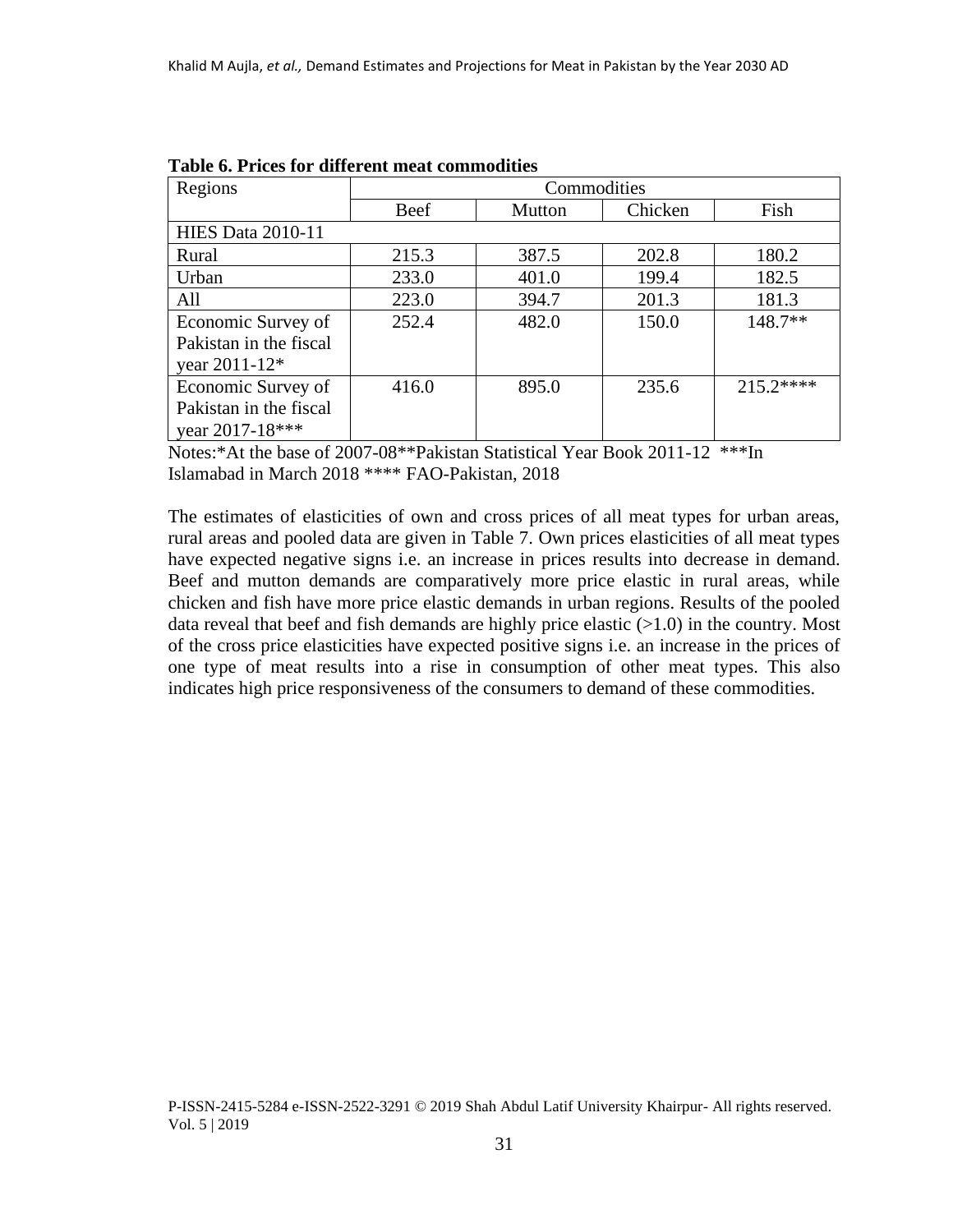**Table 6. Prices for different meat commodities**

| Regions | Commodities | | | |
|---|---|---|---|---|
| | Beef | Mutton | Chicken | Fish |
| HIES Data 2010-11 | | | | |
| Rural | 215.3 | 387.5 | 202.8 | 180.2 |
| Urban | 233.0 | 401.0 | 199.4 | 182.5 |
| All | 223.0 | 394.7 | 201.3 | 181.3 |
| Economic Survey of Pakistan in the fiscal year 2011-12* | 252.4 | 482.0 | 150.0 | 148.7** |
| Economic Survey of Pakistan in the fiscal year 2017-18*** | 416.0 | 895.0 | 235.6 | 215.2**** |

Notes:*At the base of 2007-08**Pakistan Statistical Year Book 2011-12 ***In Islamabad in March 2018 **** FAO-Pakistan, 2018

The estimates of elasticities of own and cross prices of all meat types for urban areas, rural areas and pooled data are given in Table 7. Own prices elasticities of all meat types have expected negative signs i.e. an increase in prices results into decrease in demand. Beef and mutton demands are comparatively more price elastic in rural areas, while chicken and fish have more price elastic demands in urban regions. Results of the pooled data reveal that beef and fish demands are highly price elastic (>1.0) in the country. Most of the cross price elasticities have expected positive signs i.e. an increase in the prices of one type of meat results into a rise in consumption of other meat types. This also indicates high price responsiveness of the consumers to demand of these commodities.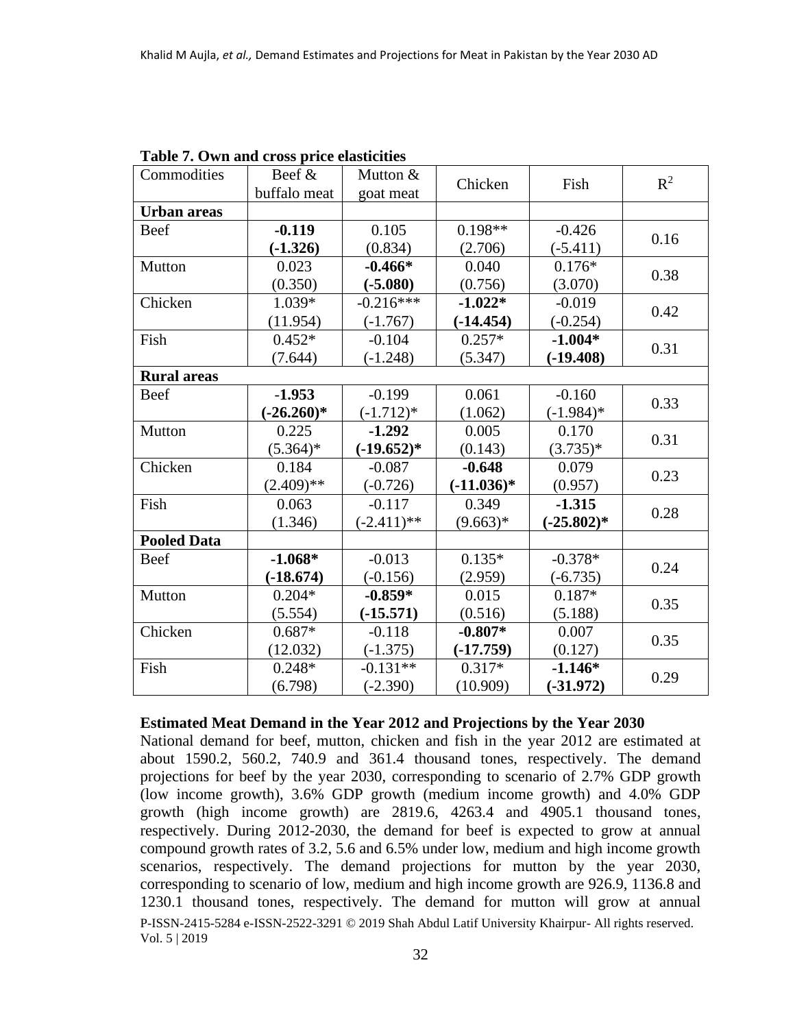**Table 7. Own and cross price elasticities**

| Commodities | Beef & buffalo meat | Mutton & goat meat | Chicken | Fish | $R^2$ |
|---|---|---|---|---|---|
| **Urban areas** | | | | | |
| Beef | **-0.119** **(-1.326)** | 0.105 (0.834) | 0.198** (2.706) | -0.426 (-5.411) | 0.16 |
| Mutton | 0.023 (0.350) | **-0.466*** **(-5.080)** | 0.040 (0.756) | 0.176* (3.070) | 0.38 |
| Chicken | 1.039* (11.954) | -0.216*** (-1.767) | **-1.022*** **(-14.454)** | -0.019 (-0.254) | 0.42 |
| Fish | 0.452* (7.644) | -0.104 (-1.248) | 0.257* (5.347) | **-1.004*** **(-19.408)** | 0.31 |
| **Rural areas** | | | | | |
| Beef | **-1.953** **(-26.260)*** | -0.199 (-1.712)* | 0.061 (1.062) | -0.160 (-1.984)* | 0.33 |
| Mutton | 0.225 (5.364)* | **-1.292** **(-19.652)*** | 0.005 (0.143) | 0.170 (3.735)* | 0.31 |
| Chicken | 0.184 (2.409)** | -0.087 (-0.726) | **-0.648** **(-11.036)*** | 0.079 (0.957) | 0.23 |
| Fish | 0.063 (1.346) | -0.117 (-2.411)** | 0.349 (9.663)* | **-1.315** **(-25.802)*** | 0.28 |
| **Pooled Data** | | | | | |
| Beef | **-1.068*** **(-18.674)** | -0.013 (-0.156) | 0.135* (2.959) | -0.378* (-6.735) | 0.24 |
| Mutton | 0.204* (5.554) | **-0.859*** **(-15.571)** | 0.015 (0.516) | 0.187* (5.188) | 0.35 |
| Chicken | 0.687* (12.032) | -0.118 (-1.375) | **-0.807*** **(-17.759)** | 0.007 (0.127) | 0.35 |
| Fish | 0.248* (6.798) | -0.131** (-2.390) | 0.317* (10.909) | **-1.146*** **(-31.972)** | 0.29 |

### Estimated Meat Demand in the Year 2012 and Projections by the Year 2030

National demand for beef, mutton, chicken and fish in the year 2012 are estimated at about 1590.2, 560.2, 740.9 and 361.4 thousand tones, respectively. The demand projections for beef by the year 2030, corresponding to scenario of 2.7% GDP growth (low income growth), 3.6% GDP growth (medium income growth) and 4.0% GDP growth (high income growth) are 2819.6, 4263.4 and 4905.1 thousand tones, respectively. During 2012-2030, the demand for beef is expected to grow at annual compound growth rates of 3.2, 5.6 and 6.5% under low, medium and high income growth scenarios, respectively. The demand projections for mutton by the year 2030, corresponding to scenario of low, medium and high income growth are 926.9, 1136.8 and 1230.1 thousand tones, respectively. The demand for mutton will grow at annual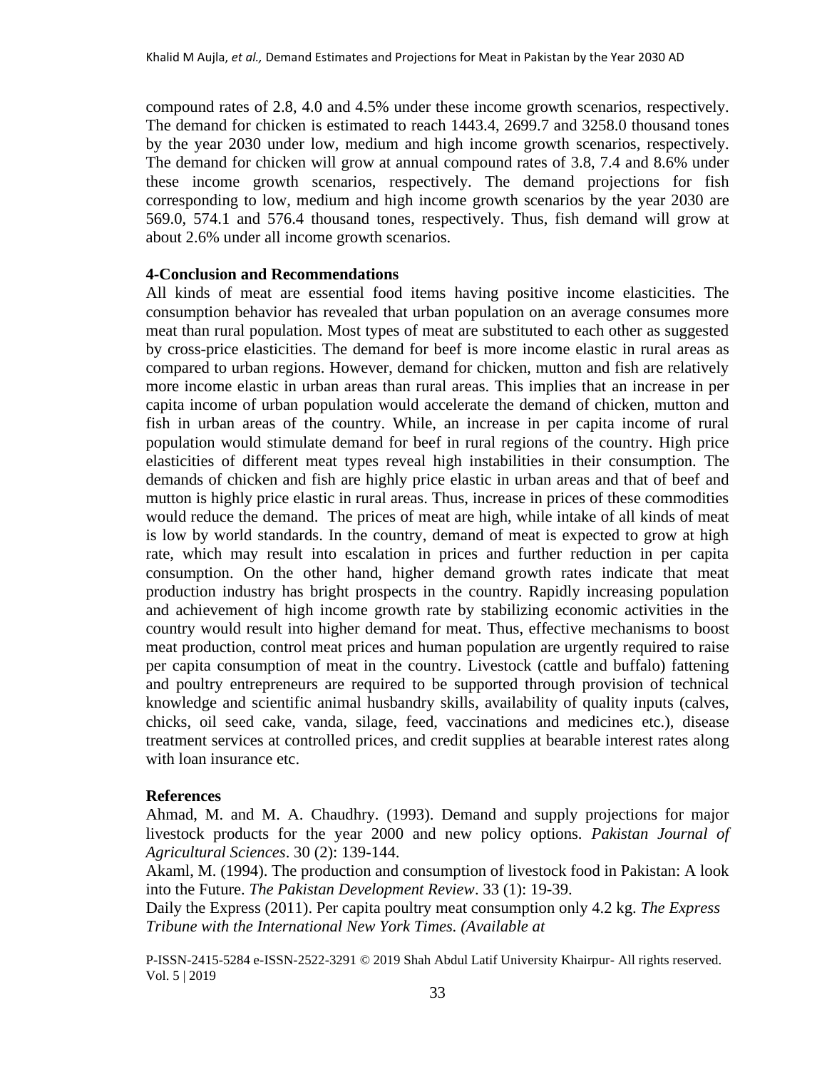compound rates of 2.8, 4.0 and 4.5% under these income growth scenarios, respectively. The demand for chicken is estimated to reach 1443.4, 2699.7 and 3258.0 thousand tones by the year 2030 under low, medium and high income growth scenarios, respectively. The demand for chicken will grow at annual compound rates of 3.8, 7.4 and 8.6% under these income growth scenarios, respectively. The demand projections for fish corresponding to low, medium and high income growth scenarios by the year 2030 are 569.0, 574.1 and 576.4 thousand tones, respectively. Thus, fish demand will grow at about 2.6% under all income growth scenarios.

## 4-Conclusion and Recommendations

All kinds of meat are essential food items having positive income elasticities. The consumption behavior has revealed that urban population on an average consumes more meat than rural population. Most types of meat are substituted to each other as suggested by cross-price elasticities. The demand for beef is more income elastic in rural areas as compared to urban regions. However, demand for chicken, mutton and fish are relatively more income elastic in urban areas than rural areas. This implies that an increase in per capita income of urban population would accelerate the demand of chicken, mutton and fish in urban areas of the country. While, an increase in per capita income of rural population would stimulate demand for beef in rural regions of the country. High price elasticities of different meat types reveal high instabilities in their consumption. The demands of chicken and fish are highly price elastic in urban areas and that of beef and mutton is highly price elastic in rural areas. Thus, increase in prices of these commodities would reduce the demand. The prices of meat are high, while intake of all kinds of meat is low by world standards. In the country, demand of meat is expected to grow at high rate, which may result into escalation in prices and further reduction in per capita consumption. On the other hand, higher demand growth rates indicate that meat production industry has bright prospects in the country. Rapidly increasing population and achievement of high income growth rate by stabilizing economic activities in the country would result into higher demand for meat. Thus, effective mechanisms to boost meat production, control meat prices and human population are urgently required to raise per capita consumption of meat in the country. Livestock (cattle and buffalo) fattening and poultry entrepreneurs are required to be supported through provision of technical knowledge and scientific animal husbandry skills, availability of quality inputs (calves, chicks, oil seed cake, vanda, silage, feed, vaccinations and medicines etc.), disease treatment services at controlled prices, and credit supplies at bearable interest rates along with loan insurance etc.

## References

Ahmad, M. and M. A. Chaudhry. (1993). Demand and supply projections for major livestock products for the year 2000 and new policy options. *Pakistan Journal of Agricultural Sciences*. 30 (2): 139-144.

Akaml, M. (1994). The production and consumption of livestock food in Pakistan: A look into the Future. *The Pakistan Development Review*. 33 (1): 19-39.

Daily the Express (2011). Per capita poultry meat consumption only 4.2 kg. *The Express Tribune with the International New York Times. (Available at*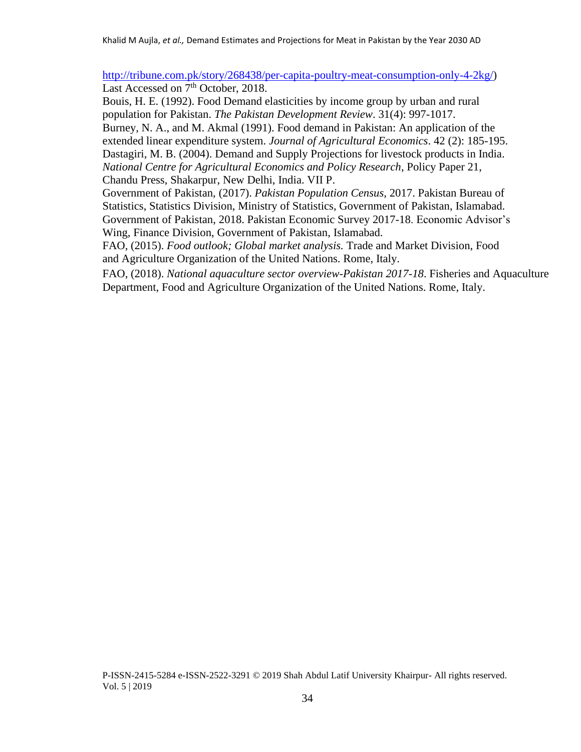http://tribune.com.pk/story/268438/per-capita-poultry-meat-consumption-only-4-2kg/)
Last Accessed on 7th October, 2018.

Bouis, H. E. (1992). Food Demand elasticities by income group by urban and rural population for Pakistan. *The Pakistan Development Review*. 31(4): 997-1017.

Burney, N. A., and M. Akmal (1991). Food demand in Pakistan: An application of the extended linear expenditure system. *Journal of Agricultural Economics*. 42 (2): 185-195.

Dastagiri, M. B. (2004). Demand and Supply Projections for livestock products in India. *National Centre for Agricultural Economics and Policy Research*, Policy Paper 21, Chandu Press, Shakarpur, New Delhi, India. VII P.

Government of Pakistan, (2017). *Pakistan Population Census*, 2017. Pakistan Bureau of Statistics, Statistics Division, Ministry of Statistics, Government of Pakistan, Islamabad.

Government of Pakistan, 2018. Pakistan Economic Survey 2017-18. Economic Advisor's Wing, Finance Division, Government of Pakistan, Islamabad.

FAO, (2015). *Food outlook; Global market analysis.* Trade and Market Division, Food and Agriculture Organization of the United Nations. Rome, Italy.

FAO, (2018). *National aquaculture sector overview-Pakistan 2017-18*. Fisheries and Aquaculture Department, Food and Agriculture Organization of the United Nations. Rome, Italy.